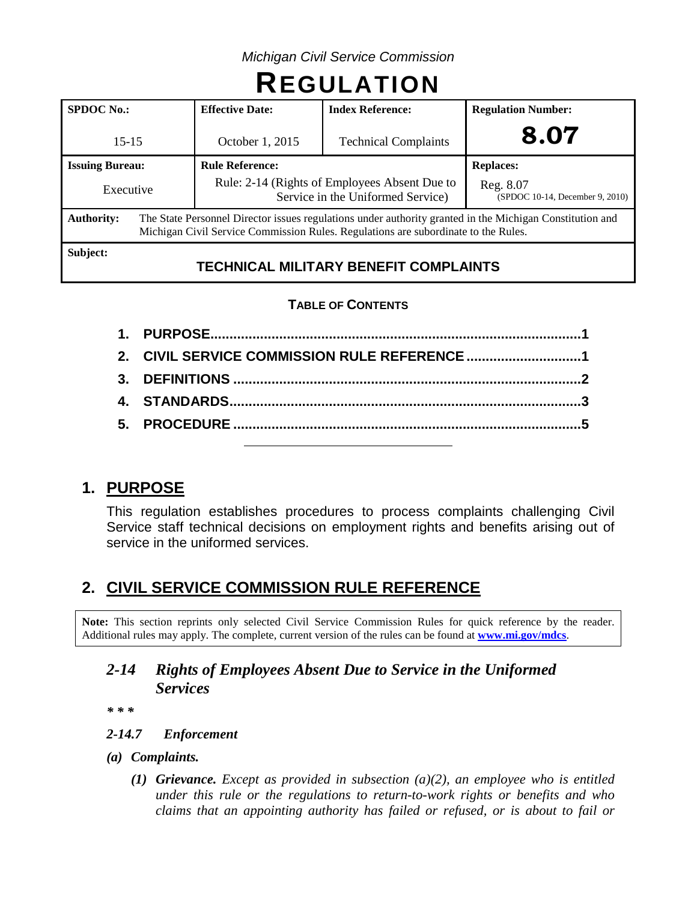*Michigan Civil Service Commission*

# REGULATION

| SPDOC No.: | Effective Date: | Index Reference: | Regulation Number: |
|---|---|---|---|
| 15-15 | October 1, 2015 | Technical Complaints | **8.07** |
| **Issuing Bureau:** | **Rule Reference:** | | **Replaces:** |
| Executive | Rule: 2-14 (Rights of Employees Absent Due to Service in the Uniformed Service) | | Reg. 8.07 (SPDOC 10-14, December 9, 2010) |
| **Authority:** | The State Personnel Director issues regulations under authority granted in the Michigan Constitution and Michigan Civil Service Commission Rules. Regulations are subordinate to the Rules. | | |
| **Subject:** | **TECHNICAL MILITARY BENEFIT COMPLAINTS** | | |

**TABLE OF CONTENTS**

1. PURPOSE ..... 1
2. CIVIL SERVICE COMMISSION RULE REFERENCE ..... 1
3. DEFINITIONS ..... 2
4. STANDARDS ..... 3
5. PROCEDURE ..... 5

## 1. PURPOSE

This regulation establishes procedures to process complaints challenging Civil Service staff technical decisions on employment rights and benefits arising out of service in the uniformed services.

## 2. CIVIL SERVICE COMMISSION RULE REFERENCE

> **Note:** This section reprints only selected Civil Service Commission Rules for quick reference by the reader. Additional rules may apply. The complete, current version of the rules can be found at **www.mi.gov/mdcs**.

### *2-14 Rights of Employees Absent Due to Service in the Uniformed Services*

***\* \* \****

***2-14.7 Enforcement***

***(a) Complaints.***

***(1) Grievance.*** *Except as provided in subsection (a)(2), an employee who is entitled under this rule or the regulations to return-to-work rights or benefits and who claims that an appointing authority has failed or refused, or is about to fail or*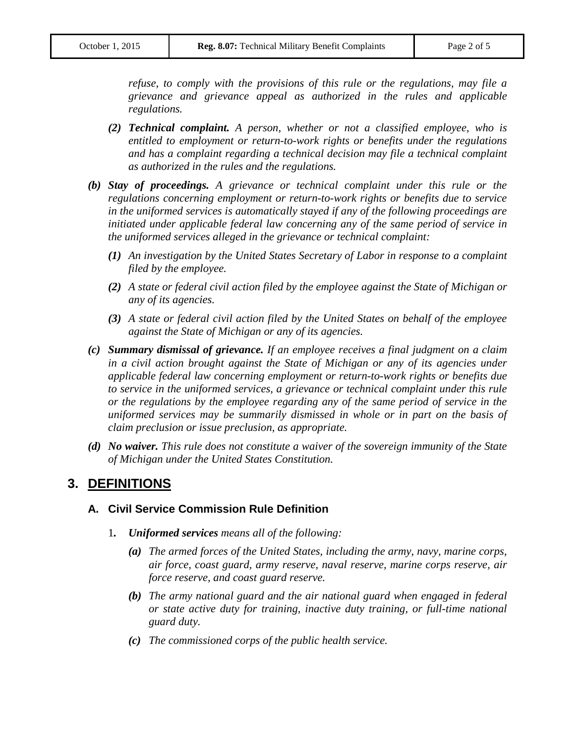*refuse, to comply with the provisions of this rule or the regulations, may file a grievance and grievance appeal as authorized in the rules and applicable regulations.*

*(2) **Technical complaint.** A person, whether or not a classified employee, who is entitled to employment or return-to-work rights or benefits under the regulations and has a complaint regarding a technical decision may file a technical complaint as authorized in the rules and the regulations.*

*(b) **Stay of proceedings.** A grievance or technical complaint under this rule or the regulations concerning employment or return-to-work rights or benefits due to service in the uniformed services is automatically stayed if any of the following proceedings are initiated under applicable federal law concerning any of the same period of service in the uniformed services alleged in the grievance or technical complaint:*

*(1) An investigation by the United States Secretary of Labor in response to a complaint filed by the employee.*

*(2) A state or federal civil action filed by the employee against the State of Michigan or any of its agencies.*

*(3) A state or federal civil action filed by the United States on behalf of the employee against the State of Michigan or any of its agencies.*

*(c) **Summary dismissal of grievance.** If an employee receives a final judgment on a claim in a civil action brought against the State of Michigan or any of its agencies under applicable federal law concerning employment or return-to-work rights or benefits due to service in the uniformed services, a grievance or technical complaint under this rule or the regulations by the employee regarding any of the same period of service in the uniformed services may be summarily dismissed in whole or in part on the basis of claim preclusion or issue preclusion, as appropriate.*

*(d) **No waiver.** This rule does not constitute a waiver of the sovereign immunity of the State of Michigan under the United States Constitution.*

## 3. DEFINITIONS

### A. Civil Service Commission Rule Definition

1. ***Uniformed services** means all of the following:*

   *(a) The armed forces of the United States, including the army, navy, marine corps, air force, coast guard, army reserve, naval reserve, marine corps reserve, air force reserve, and coast guard reserve.*

   *(b) The army national guard and the air national guard when engaged in federal or state active duty for training, inactive duty training, or full-time national guard duty.*

   *(c) The commissioned corps of the public health service.*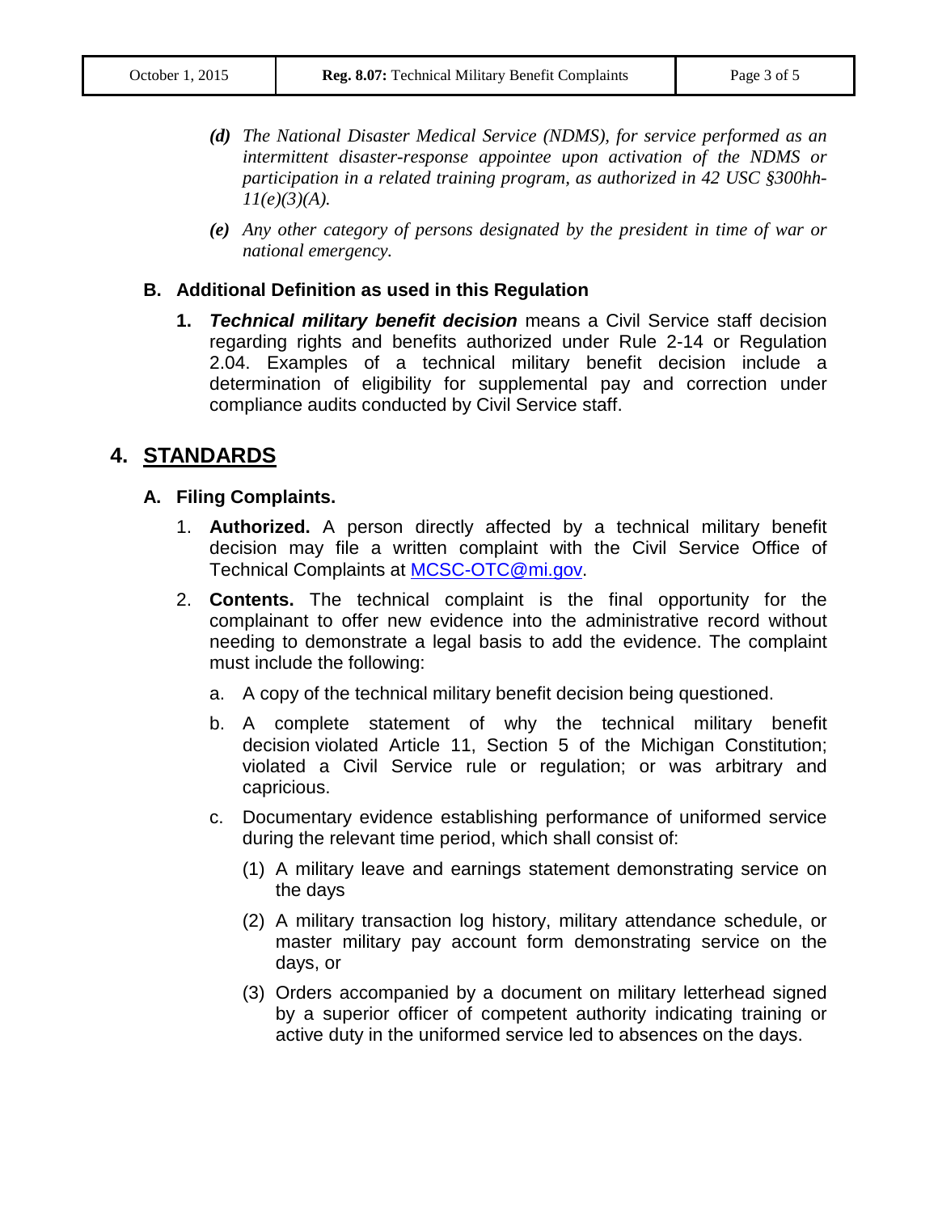*(d) The National Disaster Medical Service (NDMS), for service performed as an intermittent disaster-response appointee upon activation of the NDMS or participation in a related training program, as authorized in 42 USC §300hh-11(e)(3)(A).*

*(e) Any other category of persons designated by the president in time of war or national emergency.*

### B. Additional Definition as used in this Regulation

**1.** ***Technical military benefit decision*** means a Civil Service staff decision regarding rights and benefits authorized under Rule 2-14 or Regulation 2.04. Examples of a technical military benefit decision include a determination of eligibility for supplemental pay and correction under compliance audits conducted by Civil Service staff.

## 4. STANDARDS

### A. Filing Complaints.

1. **Authorized.** A person directly affected by a technical military benefit decision may file a written complaint with the Civil Service Office of Technical Complaints at [MCSC-OTC@mi.gov](mailto:MCSC-OTC@mi.gov).

2. **Contents.** The technical complaint is the final opportunity for the complainant to offer new evidence into the administrative record without needing to demonstrate a legal basis to add the evidence. The complaint must include the following:

   a. A copy of the technical military benefit decision being questioned.

   b. A complete statement of why the technical military benefit decision violated Article 11, Section 5 of the Michigan Constitution; violated a Civil Service rule or regulation; or was arbitrary and capricious.

   c. Documentary evidence establishing performance of uniformed service during the relevant time period, which shall consist of:

      (1) A military leave and earnings statement demonstrating service on the days

      (2) A military transaction log history, military attendance schedule, or master military pay account form demonstrating service on the days, or

      (3) Orders accompanied by a document on military letterhead signed by a superior officer of competent authority indicating training or active duty in the uniformed service led to absences on the days.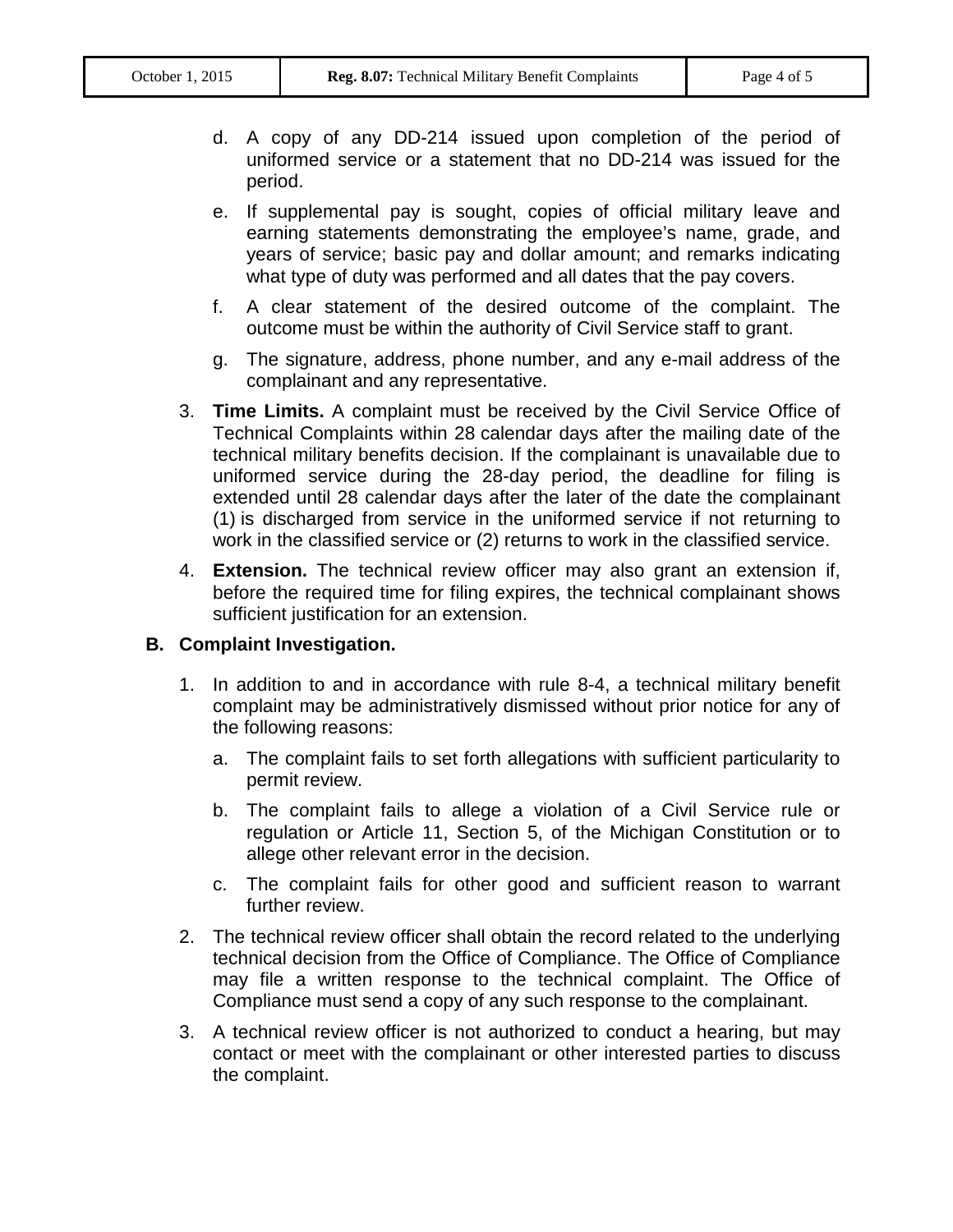d. A copy of any DD-214 issued upon completion of the period of uniformed service or a statement that no DD-214 was issued for the period.

e. If supplemental pay is sought, copies of official military leave and earning statements demonstrating the employee's name, grade, and years of service; basic pay and dollar amount; and remarks indicating what type of duty was performed and all dates that the pay covers.

f. A clear statement of the desired outcome of the complaint. The outcome must be within the authority of Civil Service staff to grant.

g. The signature, address, phone number, and any e-mail address of the complainant and any representative.

3. **Time Limits.** A complaint must be received by the Civil Service Office of Technical Complaints within 28 calendar days after the mailing date of the technical military benefits decision. If the complainant is unavailable due to uniformed service during the 28-day period, the deadline for filing is extended until 28 calendar days after the later of the date the complainant (1) is discharged from service in the uniformed service if not returning to work in the classified service or (2) returns to work in the classified service.

4. **Extension.** The technical review officer may also grant an extension if, before the required time for filing expires, the technical complainant shows sufficient justification for an extension.

## B. Complaint Investigation.

1. In addition to and in accordance with rule 8-4, a technical military benefit complaint may be administratively dismissed without prior notice for any of the following reasons:

   a. The complaint fails to set forth allegations with sufficient particularity to permit review.

   b. The complaint fails to allege a violation of a Civil Service rule or regulation or Article 11, Section 5, of the Michigan Constitution or to allege other relevant error in the decision.

   c. The complaint fails for other good and sufficient reason to warrant further review.

2. The technical review officer shall obtain the record related to the underlying technical decision from the Office of Compliance. The Office of Compliance may file a written response to the technical complaint. The Office of Compliance must send a copy of any such response to the complainant.

3. A technical review officer is not authorized to conduct a hearing, but may contact or meet with the complainant or other interested parties to discuss the complaint.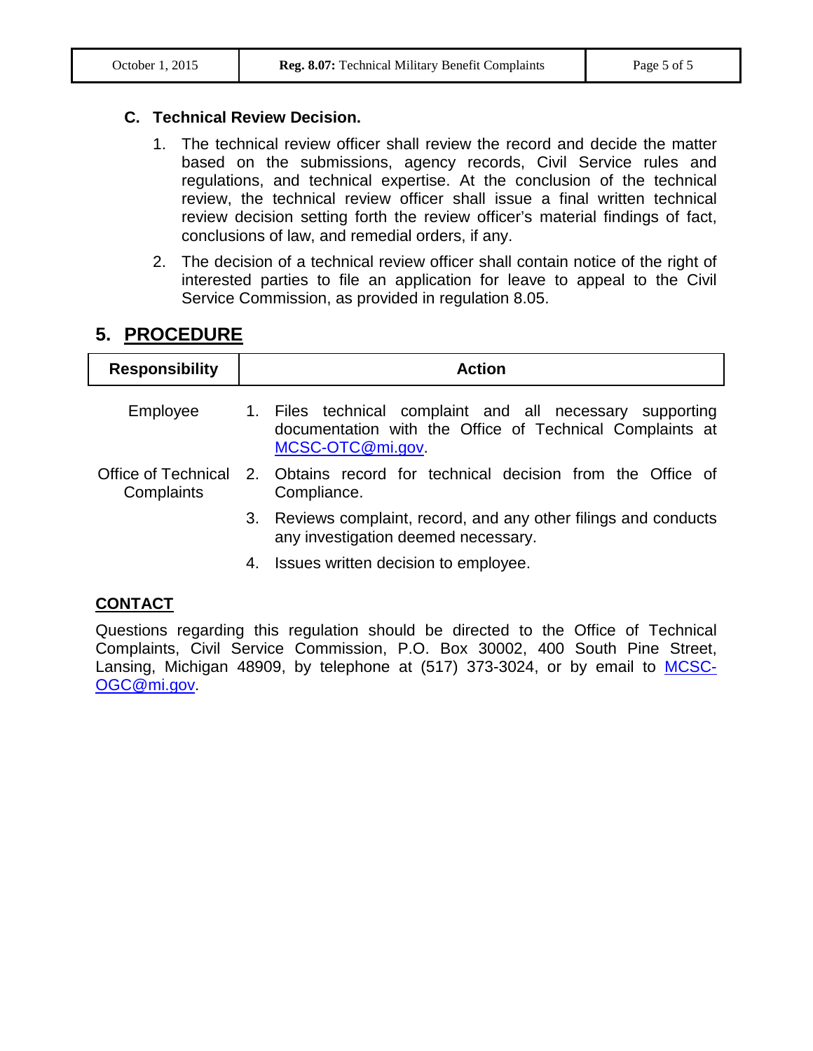### C. Technical Review Decision.

1. The technical review officer shall review the record and decide the matter based on the submissions, agency records, Civil Service rules and regulations, and technical expertise. At the conclusion of the technical review, the technical review officer shall issue a final written technical review decision setting forth the review officer's material findings of fact, conclusions of law, and remedial orders, if any.
2. The decision of a technical review officer shall contain notice of the right of interested parties to file an application for leave to appeal to the Civil Service Commission, as provided in regulation 8.05.

## 5. PROCEDURE

| Responsibility | Action |
|---|---|
| Employee | 1. Files technical complaint and all necessary supporting documentation with the Office of Technical Complaints at MCSC-OTC@mi.gov. |
| Office of Technical Complaints | 2. Obtains record for technical decision from the Office of Compliance. |
| | 3. Reviews complaint, record, and any other filings and conducts any investigation deemed necessary. |
| | 4. Issues written decision to employee. |

## CONTACT

Questions regarding this regulation should be directed to the Office of Technical Complaints, Civil Service Commission, P.O. Box 30002, 400 South Pine Street, Lansing, Michigan 48909, by telephone at (517) 373-3024, or by email to MCSC-OGC@mi.gov.